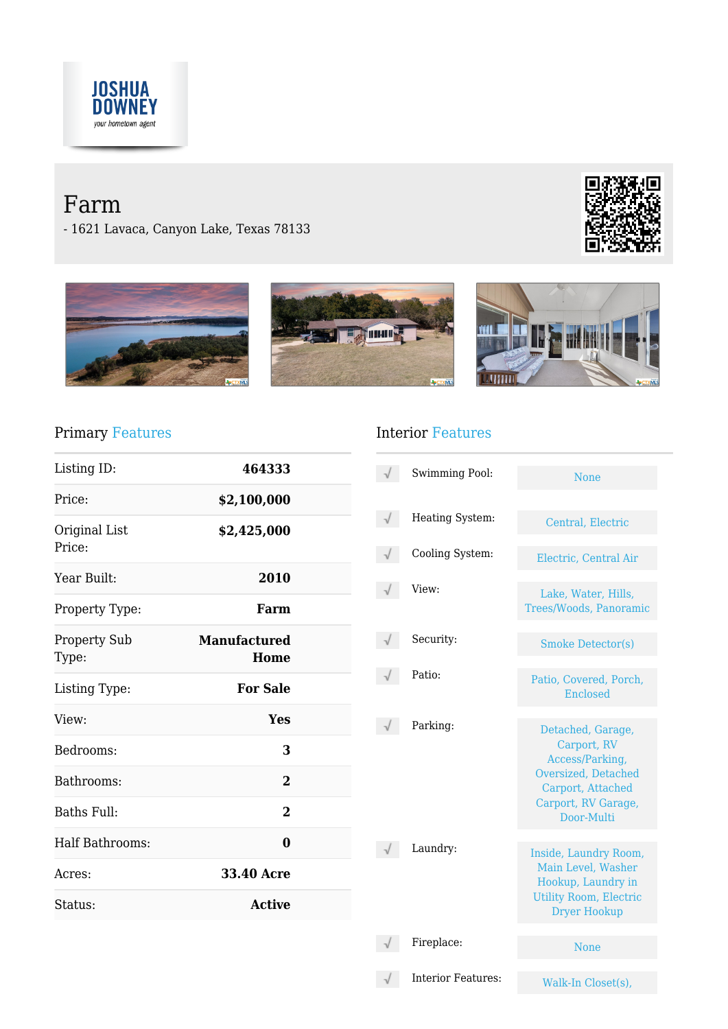JOSHUA DOWNEY
your hometown agent

# Farm

- 1621 Lavaca, Canyon Lake, Texas 78133

## Primary Features

| | |
|---|---|
| Listing ID: | 464333 |
| Price: | $2,100,000 |
| Original List Price: | $2,425,000 |
| Year Built: | 2010 |
| Property Type: | Farm |
| Property Sub Type: | Manufactured Home |
| Listing Type: | For Sale |
| View: | Yes |
| Bedrooms: | 3 |
| Bathrooms: | 2 |
| Baths Full: | 2 |
| Half Bathrooms: | 0 |
| Acres: | 33.40 Acre |
| Status: | Active |

## Interior Features

| | |
|---|---|
| Swimming Pool: | None |
| Heating System: | Central, Electric |
| Cooling System: | Electric, Central Air |
| View: | Lake, Water, Hills, Trees/Woods, Panoramic |
| Security: | Smoke Detector(s) |
| Patio: | Patio, Covered, Porch, Enclosed |
| Parking: | Detached, Garage, Carport, RV Access/Parking, Oversized, Detached Carport, Attached Carport, RV Garage, Door-Multi |
| Laundry: | Inside, Laundry Room, Main Level, Washer Hookup, Laundry in Utility Room, Electric Dryer Hookup |
| Fireplace: | None |
| Interior Features: | Walk-In Closet(s), |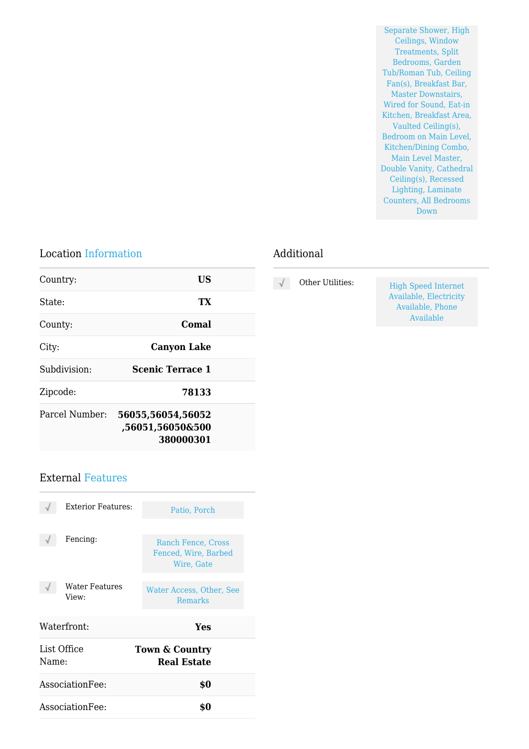Separate Shower, High Ceilings, Window Treatments, Split Bedrooms, Garden Tub/Roman Tub, Ceiling Fan(s), Breakfast Bar, Master Downstairs, Wired for Sound, Eat-in Kitchen, Breakfast Area, Vaulted Ceiling(s), Bedroom on Main Level, Kitchen/Dining Combo, Main Level Master, Double Vanity, Cathedral Ceiling(s), Recessed Lighting, Laminate Counters, All Bedrooms Down

## Location Information

| | |
|---|---|
| Country: | **US** |
| State: | **TX** |
| County: | **Comal** |
| City: | **Canyon Lake** |
| Subdivision: | **Scenic Terrace 1** |
| Zipcode: | **78133** |
| Parcel Number: | **56055,56054,56052,56051,56050&500380000301** |

## External Features

- Exterior Features: Patio, Porch
- Fencing: Ranch Fence, Cross Fenced, Wire, Barbed Wire, Gate
- Water Features View: Water Access, Other, See Remarks

| | |
|---|---|
| Waterfront: | **Yes** |
| List Office Name: | **Town & Country Real Estate** |
| AssociationFee: | **$0** |
| AssociationFee: | **$0** |

## Additional

- Other Utilities: High Speed Internet Available, Electricity Available, Phone Available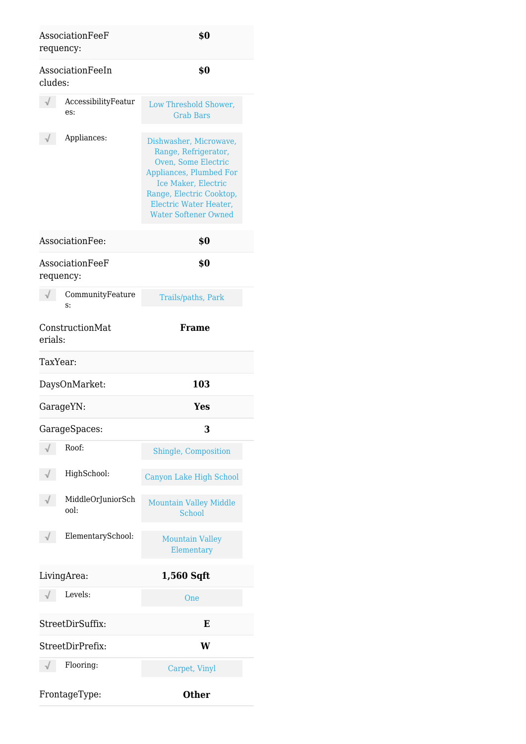| Field | Value |
| --- | --- |
| AssociationFeeFrequency: | **$0** |
| AssociationFeeIncludes: | **$0** |
| √ AccessibilityFeatures: | Low Threshold Shower, Grab Bars |
| √ Appliances: | Dishwasher, Microwave, Range, Refrigerator, Oven, Some Electric Appliances, Plumbed For Ice Maker, Electric Range, Electric Cooktop, Electric Water Heater, Water Softener Owned |
| AssociationFee: | **$0** |
| AssociationFeeFrequency: | **$0** |
| √ CommunityFeatures: | Trails/paths, Park |
| ConstructionMaterials: | **Frame** |
| TaxYear: | |
| DaysOnMarket: | **103** |
| GarageYN: | **Yes** |
| GarageSpaces: | **3** |
| √ Roof: | Shingle, Composition |
| √ HighSchool: | Canyon Lake High School |
| √ MiddleOrJuniorSchool: | Mountain Valley Middle School |
| √ ElementarySchool: | Mountain Valley Elementary |
| LivingArea: | **1,560 Sqft** |
| √ Levels: | One |
| StreetDirSuffix: | **E** |
| StreetDirPrefix: | **W** |
| √ Flooring: | Carpet, Vinyl |
| FrontageType: | **Other** |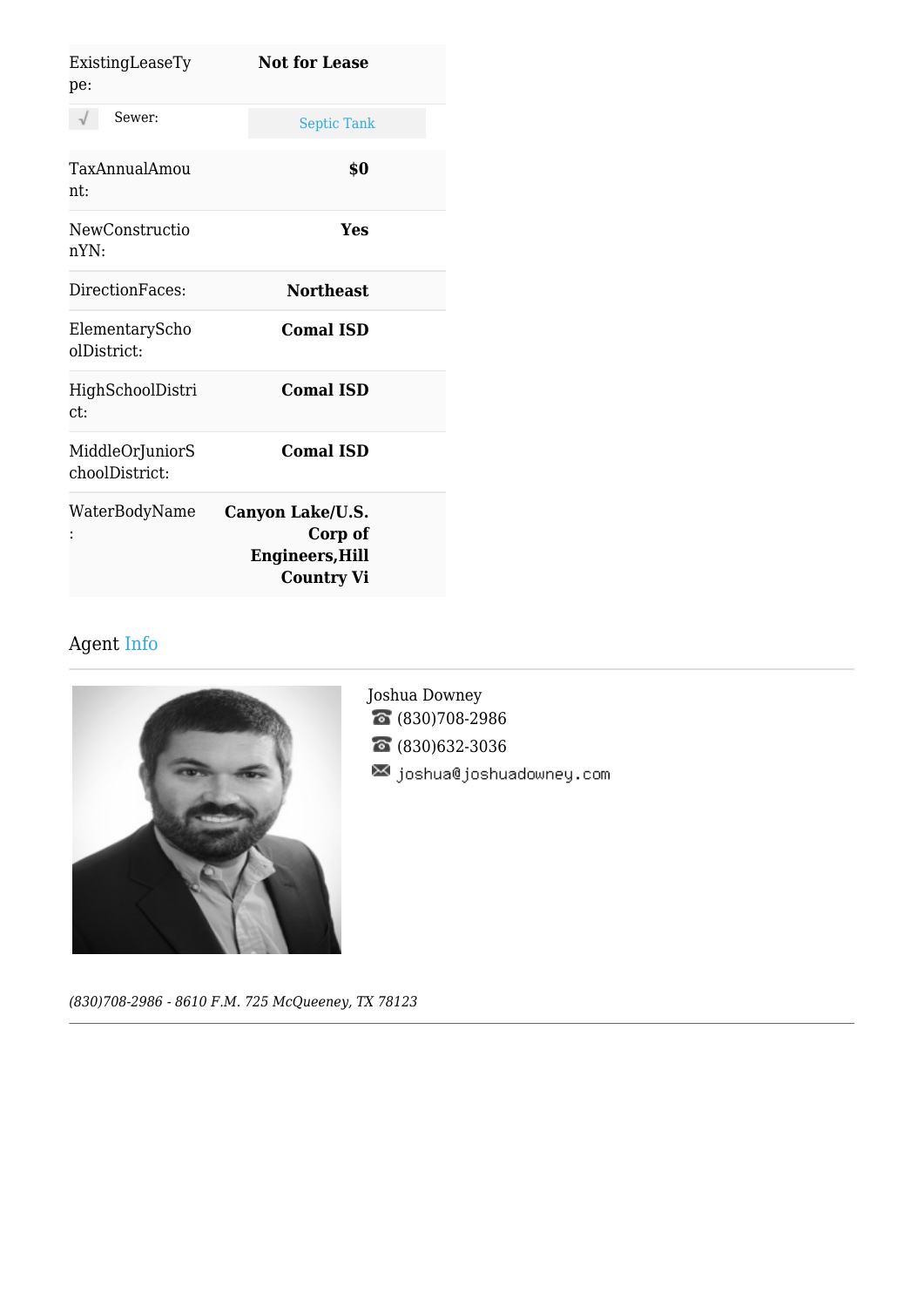| | |
|---|---|
| ExistingLeaseType: | **Not for Lease** |
| √ Sewer: | Septic Tank |
| TaxAnnualAmount: | **$0** |
| NewConstructionYN: | **Yes** |
| DirectionFaces: | **Northeast** |
| ElementarySchoolDistrict: | **Comal ISD** |
| HighSchoolDistrict: | **Comal ISD** |
| MiddleOrJuniorSchoolDistrict: | **Comal ISD** |
| WaterBodyName: | **Canyon Lake/U.S. Corp of Engineers,Hill Country Vi** |

## Agent Info

Joshua Downey

(830)708-2986

(830)632-3036

joshua@joshuadowney.com

*(830)708-2986 - 8610 F.M. 725 McQueeney, TX 78123*